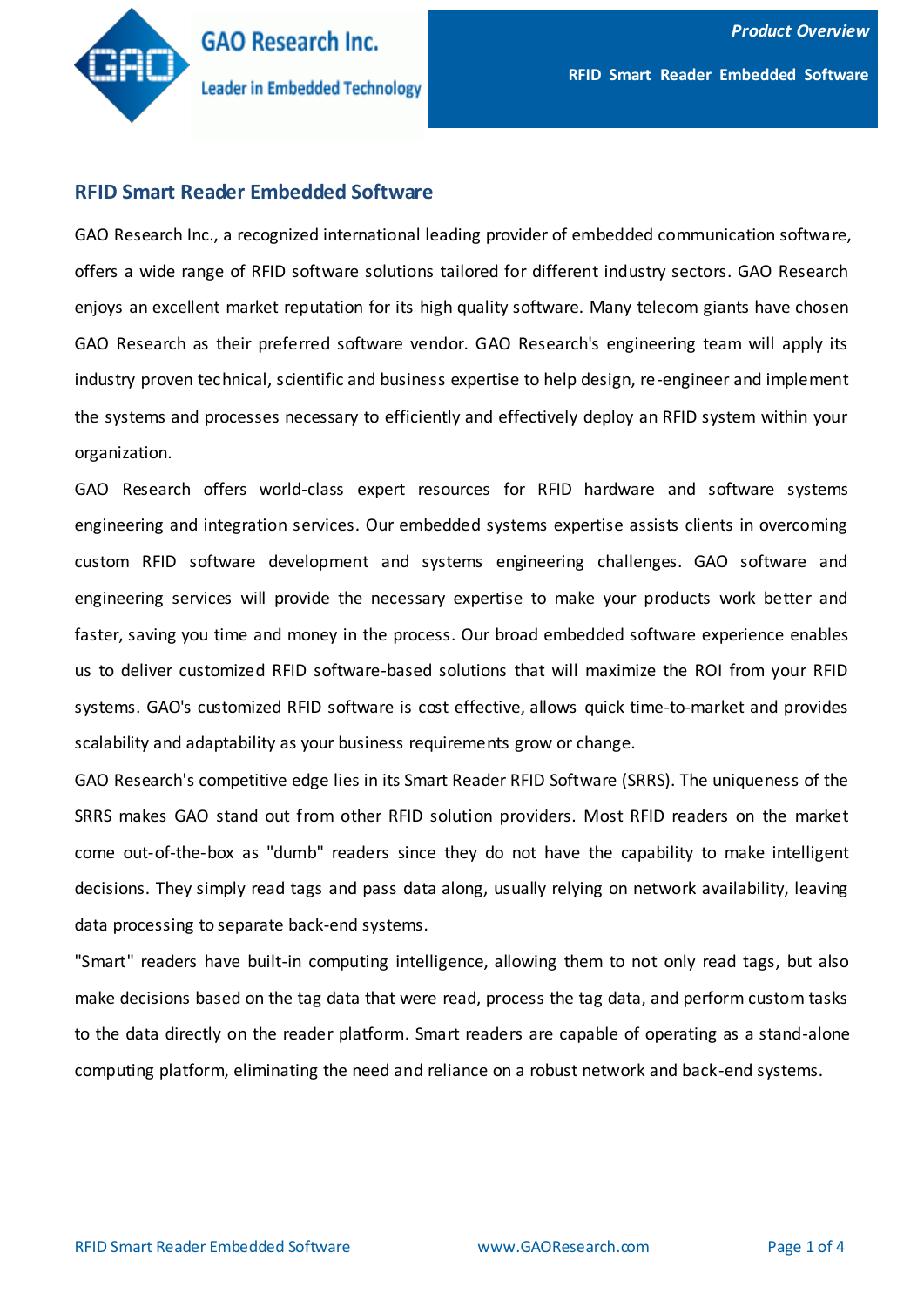# RFID Smart Reader Embedded Software

GAO Research Inc., a recognized international leading provider of embedded communication software, offers a wide range of RFID software solutions tailored for different industry sectors. GAO Research enjoys an excellent market reputation for its high quality software. Many telecom giants have chosen GAO Research as their preferred software vendor. GAO Research's engineering team will apply its industry proven technical, scientific and business expertise to help design, re-engineer and implement the systems and processes necessary to efficiently and effectively deploy an RFID system within your organization.

GAO Research offers world-class expert resources for RFID hardware and software systems engineering and integration services. Our embedded systems expertise assists clients in overcoming custom RFID software development and systems engineering challenges. GAO software and engineering services will provide the necessary expertise to make your products work better and faster, saving you time and money in the process. Our broad embedded software experience enables us to deliver customized RFID software-based solutions that will maximize the ROI from your RFID systems. GAO's customized RFID software is cost effective, allows quick time-to-market and provides scalability and adaptability as your business requirements grow or change.

GAO Research's competitive edge lies in its Smart Reader RFID Software (SRRS). The uniqueness of the SRRS makes GAO stand out from other RFID solution providers. Most RFID readers on the market come out-of-the-box as "dumb" readers since they do not have the capability to make intelligent decisions. They simply read tags and pass data along, usually relying on network availability, leaving data processing to separate back-end systems.

"Smart" readers have built-in computing intelligence, allowing them to not only read tags, but also make decisions based on the tag data that were read, process the tag data, and perform custom tasks to the data directly on the reader platform. Smart readers are capable of operating as a stand-alone computing platform, eliminating the need and reliance on a robust network and back-end systems.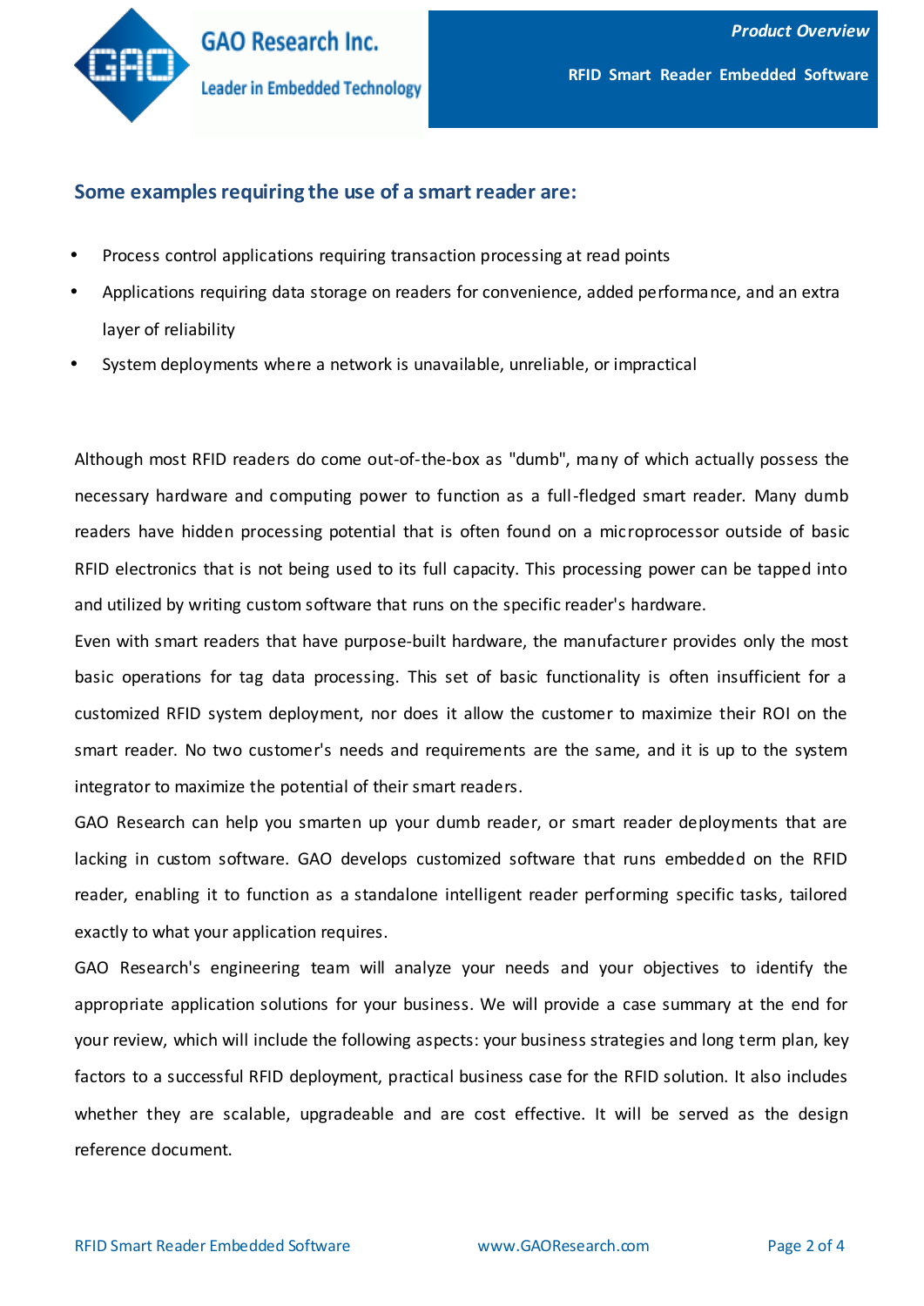## Some examples requiring the use of a smart reader are:

- Process control applications requiring transaction processing at read points
- Applications requiring data storage on readers for convenience, added performance, and an extra layer of reliability
- System deployments where a network is unavailable, unreliable, or impractical

Although most RFID readers do come out-of-the-box as "dumb", many of which actually possess the necessary hardware and computing power to function as a full-fledged smart reader. Many dumb readers have hidden processing potential that is often found on a microprocessor outside of basic RFID electronics that is not being used to its full capacity. This processing power can be tapped into and utilized by writing custom software that runs on the specific reader's hardware.

Even with smart readers that have purpose-built hardware, the manufacturer provides only the most basic operations for tag data processing. This set of basic functionality is often insufficient for a customized RFID system deployment, nor does it allow the customer to maximize their ROI on the smart reader. No two customer's needs and requirements are the same, and it is up to the system integrator to maximize the potential of their smart readers.

GAO Research can help you smarten up your dumb reader, or smart reader deployments that are lacking in custom software. GAO develops customized software that runs embedded on the RFID reader, enabling it to function as a standalone intelligent reader performing specific tasks, tailored exactly to what your application requires.

GAO Research's engineering team will analyze your needs and your objectives to identify the appropriate application solutions for your business. We will provide a case summary at the end for your review, which will include the following aspects: your business strategies and long term plan, key factors to a successful RFID deployment, practical business case for the RFID solution. It also includes whether they are scalable, upgradeable and are cost effective. It will be served as the design reference document.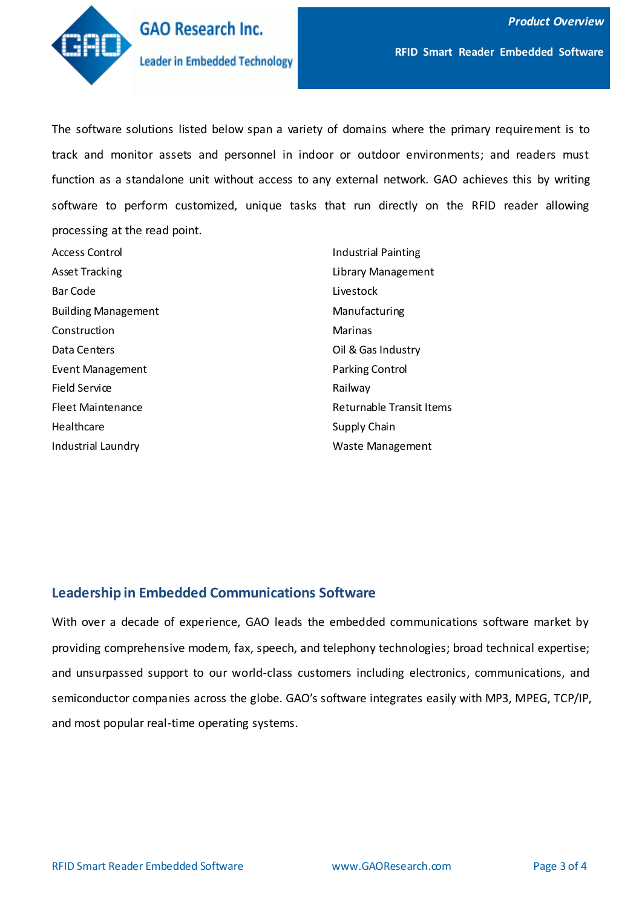The software solutions listed below span a variety of domains where the primary requirement is to track and monitor assets and personnel in indoor or outdoor environments; and readers must function as a standalone unit without access to any external network. GAO achieves this by writing software to perform customized, unique tasks that run directly on the RFID reader allowing processing at the read point.

- Access Control
- Asset Tracking
- Bar Code
- Building Management
- Construction
- Data Centers
- Event Management
- Field Service
- Fleet Maintenance
- Healthcare
- Industrial Laundry
- Industrial Painting
- Library Management
- Livestock
- Manufacturing
- Marinas
- Oil & Gas Industry
- Parking Control
- Railway
- Returnable Transit Items
- Supply Chain
- Waste Management

## Leadership in Embedded Communications Software

With over a decade of experience, GAO leads the embedded communications software market by providing comprehensive modem, fax, speech, and telephony technologies; broad technical expertise; and unsurpassed support to our world-class customers including electronics, communications, and semiconductor companies across the globe. GAO's software integrates easily with MP3, MPEG, TCP/IP, and most popular real-time operating systems.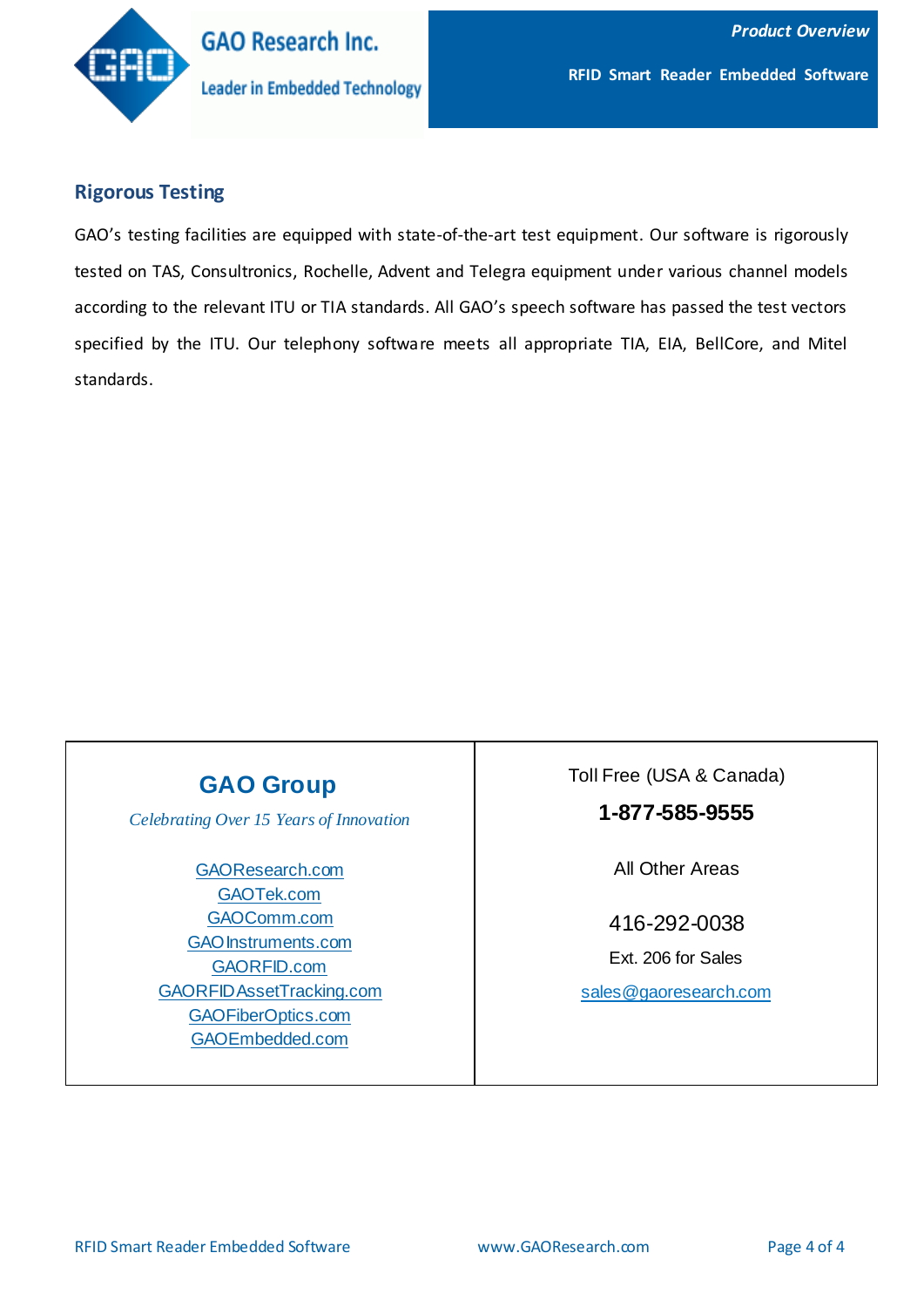## Rigorous Testing

GAO's testing facilities are equipped with state-of-the-art test equipment. Our software is rigorously tested on TAS, Consultronics, Rochelle, Advent and Telegra equipment under various channel models according to the relevant ITU or TIA standards. All GAO's speech software has passed the test vectors specified by the ITU. Our telephony software meets all appropriate TIA, EIA, BellCore, and Mitel standards.

| | |
|---|---|
| **GAO Group**<br>*Celebrating Over 15 Years of Innovation*<br><br>GAOResearch.com<br>GAOTek.com<br>GAOComm.com<br>GAOInstruments.com<br>GAORFID.com<br>GAORFIDAssetTracking.com<br>GAOFiberOptics.com<br>GAOEmbedded.com | Toll Free (USA & Canada)<br>**1-877-585-9555**<br><br>All Other Areas<br><br>416-292-0038<br>Ext. 206 for Sales<br>sales@gaoresearch.com |